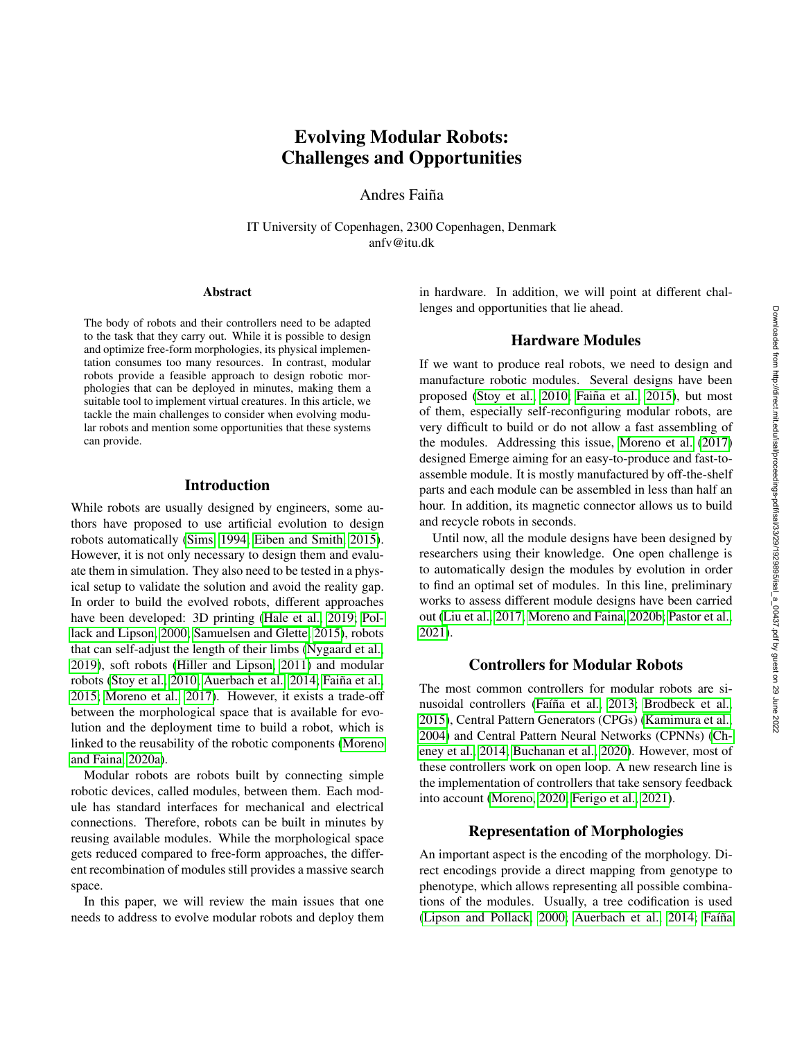# Evolving Modular Robots: Challenges and Opportunities

Andres Faiña

IT University of Copenhagen, 2300 Copenhagen, Denmark
anfv@itu.dk

### Abstract

The body of robots and their controllers need to be adapted to the task that they carry out. While it is possible to design and optimize free-form morphologies, its physical implementation consumes too many resources. In contrast, modular robots provide a feasible approach to design robotic morphologies that can be deployed in minutes, making them a suitable tool to implement virtual creatures. In this article, we tackle the main challenges to consider when evolving modular robots and mention some opportunities that these systems can provide.

## Introduction

While robots are usually designed by engineers, some authors have proposed to use artificial evolution to design robots automatically (Sims, 1994; Eiben and Smith, 2015). However, it is not only necessary to design them and evaluate them in simulation. They also need to be tested in a physical setup to validate the solution and avoid the reality gap. In order to build the evolved robots, different approaches have been developed: 3D printing (Hale et al., 2019; Pollack and Lipson, 2000; Samuelsen and Glette, 2015), robots that can self-adjust the length of their limbs (Nygaard et al., 2019), soft robots (Hiller and Lipson, 2011) and modular robots (Stoy et al., 2010; Auerbach et al., 2014; Faíña et al., 2015; Moreno et al., 2017). However, it exists a trade-off between the morphological space that is available for evolution and the deployment time to build a robot, which is linked to the reusability of the robotic components (Moreno and Faina, 2020a).

Modular robots are robots built by connecting simple robotic devices, called modules, between them. Each module has standard interfaces for mechanical and electrical connections. Therefore, robots can be built in minutes by reusing available modules. While the morphological space gets reduced compared to free-form approaches, the different recombination of modules still provides a massive search space.

In this paper, we will review the main issues that one needs to address to evolve modular robots and deploy them in hardware. In addition, we will point at different challenges and opportunities that lie ahead.

## Hardware Modules

If we want to produce real robots, we need to design and manufacture robotic modules. Several designs have been proposed (Stoy et al., 2010; Faíña et al., 2015), but most of them, especially self-reconfiguring modular robots, are very difficult to build or do not allow a fast assembling of the modules. Addressing this issue, Moreno et al. (2017) designed Emerge aiming for an easy-to-produce and fast-to-assemble module. It is mostly manufactured by off-the-shelf parts and each module can be assembled in less than half an hour. In addition, its magnetic connector allows us to build and recycle robots in seconds.

Until now, all the module designs have been designed by researchers using their knowledge. One open challenge is to automatically design the modules by evolution in order to find an optimal set of modules. In this line, preliminary works to assess different module designs have been carried out (Liu et al., 2017; Moreno and Faina, 2020b; Pastor et al., 2021).

## Controllers for Modular Robots

The most common controllers for modular robots are sinusoidal controllers (Faíña et al., 2013; Brodbeck et al., 2015), Central Pattern Generators (CPGs) (Kamimura et al., 2004) and Central Pattern Neural Networks (CPNNs) (Cheney et al., 2014; Buchanan et al., 2020). However, most of these controllers work on open loop. A new research line is the implementation of controllers that take sensory feedback into account (Moreno, 2020; Ferigo et al., 2021).

## Representation of Morphologies

An important aspect is the encoding of the morphology. Direct encodings provide a direct mapping from genotype to phenotype, which allows representing all possible combinations of the modules. Usually, a tree codification is used (Lipson and Pollack, 2000; Auerbach et al., 2014; Faíña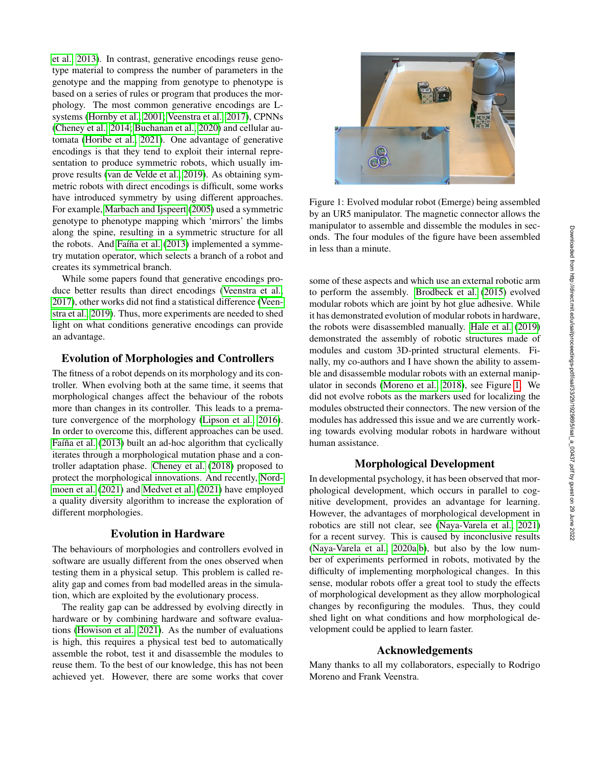et al., 2013). In contrast, generative encodings reuse genotype material to compress the number of parameters in the genotype and the mapping from genotype to phenotype is based on a series of rules or program that produces the morphology. The most common generative encodings are L-systems (Hornby et al., 2001; Veenstra et al., 2017), CPNNs (Cheney et al., 2014; Buchanan et al., 2020) and cellular automata (Horibe et al., 2021). One advantage of generative encodings is that they tend to exploit their internal representation to produce symmetric robots, which usually improve results (van de Velde et al., 2019). As obtaining symmetric robots with direct encodings is difficult, some works have introduced symmetry by using different approaches. For example, Marbach and Ijspeert (2005) used a symmetric genotype to phenotype mapping which 'mirrors' the limbs along the spine, resulting in a symmetric structure for all the robots. And Faíña et al. (2013) implemented a symmetry mutation operator, which selects a branch of a robot and creates its symmetrical branch.

While some papers found that generative encodings produce better results than direct encodings (Veenstra et al., 2017), other works did not find a statistical difference (Veenstra et al., 2019). Thus, more experiments are needed to shed light on what conditions generative encodings can provide an advantage.

## Evolution of Morphologies and Controllers

The fitness of a robot depends on its morphology and its controller. When evolving both at the same time, it seems that morphological changes affect the behaviour of the robots more than changes in its controller. This leads to a premature convergence of the morphology (Lipson et al., 2016). In order to overcome this, different approaches can be used. Faíña et al. (2013) built an ad-hoc algorithm that cyclically iterates through a morphological mutation phase and a controller adaptation phase. Cheney et al. (2018) proposed to protect the morphological innovations. And recently, Nordmoen et al. (2021) and Medvet et al. (2021) have employed a quality diversity algorithm to increase the exploration of different morphologies.

## Evolution in Hardware

The behaviours of morphologies and controllers evolved in software are usually different from the ones observed when testing them in a physical setup. This problem is called reality gap and comes from bad modelled areas in the simulation, which are exploited by the evolutionary process.

The reality gap can be addressed by evolving directly in hardware or by combining hardware and software evaluations (Howison et al., 2021). As the number of evaluations is high, this requires a physical test bed to automatically assemble the robot, test it and disassemble the modules to reuse them. To the best of our knowledge, this has not been achieved yet. However, there are some works that cover some of these aspects and which use an external robotic arm to perform the assembly. Brodbeck et al. (2015) evolved modular robots which are joint by hot glue adhesive. While it has demonstrated evolution of modular robots in hardware, the robots were disassembled manually. Hale et al. (2019) demonstrated the assembly of robotic structures made of modules and custom 3D-printed structural elements. Finally, my co-authors and I have shown the ability to assemble and disassemble modular robots with an external manipulator in seconds (Moreno et al., 2018), see Figure 1. We did not evolve robots as the markers used for localizing the modules obstructed their connectors. The new version of the modules has addressed this issue and we are currently working towards evolving modular robots in hardware without human assistance.

Figure 1: Evolved modular robot (Emerge) being assembled by an UR5 manipulator. The magnetic connector allows the manipulator to assemble and dissemble the modules in seconds. The four modules of the figure have been assembled in less than a minute.

## Morphological Development

In developmental psychology, it has been observed that morphological development, which occurs in parallel to cognitive development, provides an advantage for learning. However, the advantages of morphological development in robotics are still not clear, see (Naya-Varela et al., 2021) for a recent survey. This is caused by inconclusive results (Naya-Varela et al., 2020a,b), but also by the low number of experiments performed in robots, motivated by the difficulty of implementing morphological changes. In this sense, modular robots offer a great tool to study the effects of morphological development as they allow morphological changes by reconfiguring the modules. Thus, they could shed light on what conditions and how morphological development could be applied to learn faster.

## Acknowledgements

Many thanks to all my collaborators, especially to Rodrigo Moreno and Frank Veenstra.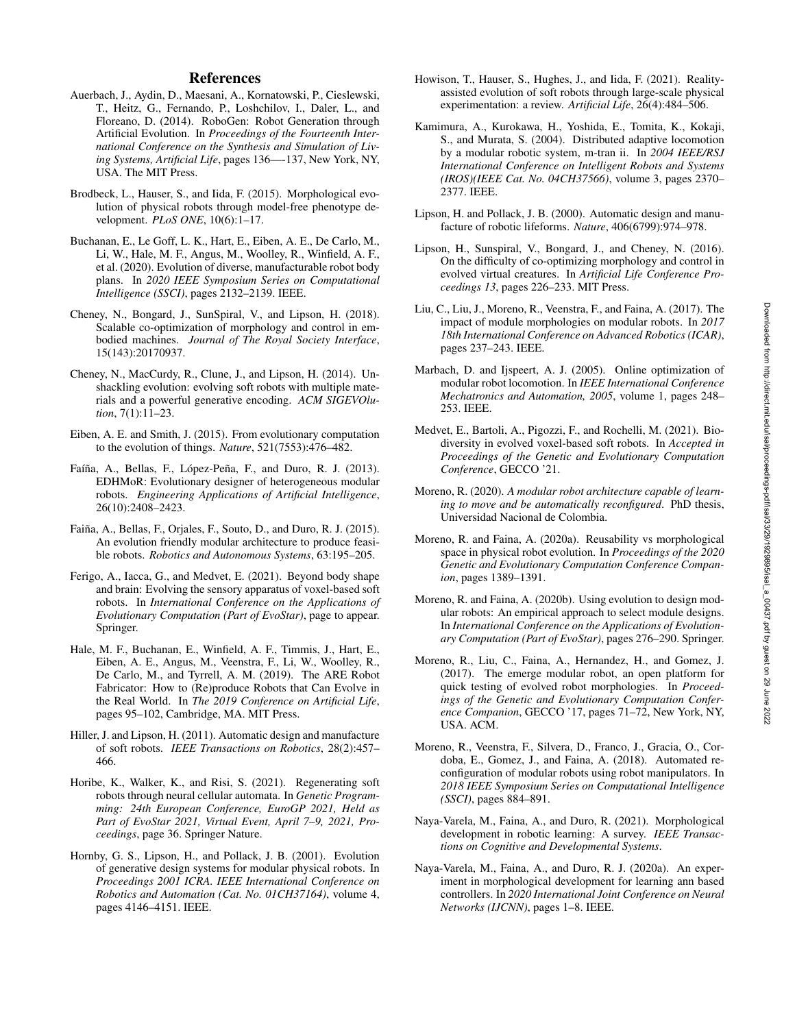## References

Auerbach, J., Aydin, D., Maesani, A., Kornatowski, P., Cieslewski, T., Heitz, G., Fernando, P., Loshchilov, I., Daler, L., and Floreano, D. (2014). RoboGen: Robot Generation through Artificial Evolution. In *Proceedings of the Fourteenth International Conference on the Synthesis and Simulation of Living Systems, Artificial Life*, pages 136—-137, New York, NY, USA. The MIT Press.

Brodbeck, L., Hauser, S., and Iida, F. (2015). Morphological evolution of physical robots through model-free phenotype development. *PLoS ONE*, 10(6):1–17.

Buchanan, E., Le Goff, L. K., Hart, E., Eiben, A. E., De Carlo, M., Li, W., Hale, M. F., Angus, M., Woolley, R., Winfield, A. F., et al. (2020). Evolution of diverse, manufacturable robot body plans. In *2020 IEEE Symposium Series on Computational Intelligence (SSCI)*, pages 2132–2139. IEEE.

Cheney, N., Bongard, J., SunSpiral, V., and Lipson, H. (2018). Scalable co-optimization of morphology and control in embodied machines. *Journal of The Royal Society Interface*, 15(143):20170937.

Cheney, N., MacCurdy, R., Clune, J., and Lipson, H. (2014). Unshackling evolution: evolving soft robots with multiple materials and a powerful generative encoding. *ACM SIGEVOlution*, 7(1):11–23.

Eiben, A. E. and Smith, J. (2015). From evolutionary computation to the evolution of things. *Nature*, 521(7553):476–482.

Faíña, A., Bellas, F., López-Peña, F., and Duro, R. J. (2013). EDHMoR: Evolutionary designer of heterogeneous modular robots. *Engineering Applications of Artificial Intelligence*, 26(10):2408–2423.

Faiña, A., Bellas, F., Orjales, F., Souto, D., and Duro, R. J. (2015). An evolution friendly modular architecture to produce feasible robots. *Robotics and Autonomous Systems*, 63:195–205.

Ferigo, A., Iacca, G., and Medvet, E. (2021). Beyond body shape and brain: Evolving the sensory apparatus of voxel-based soft robots. In *International Conference on the Applications of Evolutionary Computation (Part of EvoStar)*, page to appear. Springer.

Hale, M. F., Buchanan, E., Winfield, A. F., Timmis, J., Hart, E., Eiben, A. E., Angus, M., Veenstra, F., Li, W., Woolley, R., De Carlo, M., and Tyrrell, A. M. (2019). The ARE Robot Fabricator: How to (Re)produce Robots that Can Evolve in the Real World. In *The 2019 Conference on Artificial Life*, pages 95–102, Cambridge, MA. MIT Press.

Hiller, J. and Lipson, H. (2011). Automatic design and manufacture of soft robots. *IEEE Transactions on Robotics*, 28(2):457–466.

Horibe, K., Walker, K., and Risi, S. (2021). Regenerating soft robots through neural cellular automata. In *Genetic Programming: 24th European Conference, EuroGP 2021, Held as Part of EvoStar 2021, Virtual Event, April 7–9, 2021, Proceedings*, page 36. Springer Nature.

Hornby, G. S., Lipson, H., and Pollack, J. B. (2001). Evolution of generative design systems for modular physical robots. In *Proceedings 2001 ICRA. IEEE International Conference on Robotics and Automation (Cat. No. 01CH37164)*, volume 4, pages 4146–4151. IEEE.

Howison, T., Hauser, S., Hughes, J., and Iida, F. (2021). Reality-assisted evolution of soft robots through large-scale physical experimentation: a review. *Artificial Life*, 26(4):484–506.

Kamimura, A., Kurokawa, H., Yoshida, E., Tomita, K., Kokaji, S., and Murata, S. (2004). Distributed adaptive locomotion by a modular robotic system, m-tran ii. In *2004 IEEE/RSJ International Conference on Intelligent Robots and Systems (IROS)(IEEE Cat. No. 04CH37566)*, volume 3, pages 2370–2377. IEEE.

Lipson, H. and Pollack, J. B. (2000). Automatic design and manufacture of robotic lifeforms. *Nature*, 406(6799):974–978.

Lipson, H., Sunspiral, V., Bongard, J., and Cheney, N. (2016). On the difficulty of co-optimizing morphology and control in evolved virtual creatures. In *Artificial Life Conference Proceedings 13*, pages 226–233. MIT Press.

Liu, C., Liu, J., Moreno, R., Veenstra, F., and Faina, A. (2017). The impact of module morphologies on modular robots. In *2017 18th International Conference on Advanced Robotics (ICAR)*, pages 237–243. IEEE.

Marbach, D. and Ijspeert, A. J. (2005). Online optimization of modular robot locomotion. In *IEEE International Conference Mechatronics and Automation, 2005*, volume 1, pages 248–253. IEEE.

Medvet, E., Bartoli, A., Pigozzi, F., and Rochelli, M. (2021). Biodiversity in evolved voxel-based soft robots. In *Accepted in Proceedings of the Genetic and Evolutionary Computation Conference*, GECCO '21.

Moreno, R. (2020). *A modular robot architecture capable of learning to move and be automatically reconfigured*. PhD thesis, Universidad Nacional de Colombia.

Moreno, R. and Faina, A. (2020a). Reusability vs morphological space in physical robot evolution. In *Proceedings of the 2020 Genetic and Evolutionary Computation Conference Companion*, pages 1389–1391.

Moreno, R. and Faina, A. (2020b). Using evolution to design modular robots: An empirical approach to select module designs. In *International Conference on the Applications of Evolutionary Computation (Part of EvoStar)*, pages 276–290. Springer.

Moreno, R., Liu, C., Faina, A., Hernandez, H., and Gomez, J. (2017). The emerge modular robot, an open platform for quick testing of evolved robot morphologies. In *Proceedings of the Genetic and Evolutionary Computation Conference Companion*, GECCO '17, pages 71–72, New York, NY, USA. ACM.

Moreno, R., Veenstra, F., Silvera, D., Franco, J., Gracia, O., Cordoba, E., Gomez, J., and Faina, A. (2018). Automated reconfiguration of modular robots using robot manipulators. In *2018 IEEE Symposium Series on Computational Intelligence (SSCI)*, pages 884–891.

Naya-Varela, M., Faina, A., and Duro, R. (2021). Morphological development in robotic learning: A survey. *IEEE Transactions on Cognitive and Developmental Systems*.

Naya-Varela, M., Faina, A., and Duro, R. J. (2020a). An experiment in morphological development for learning ann based controllers. In *2020 International Joint Conference on Neural Networks (IJCNN)*, pages 1–8. IEEE.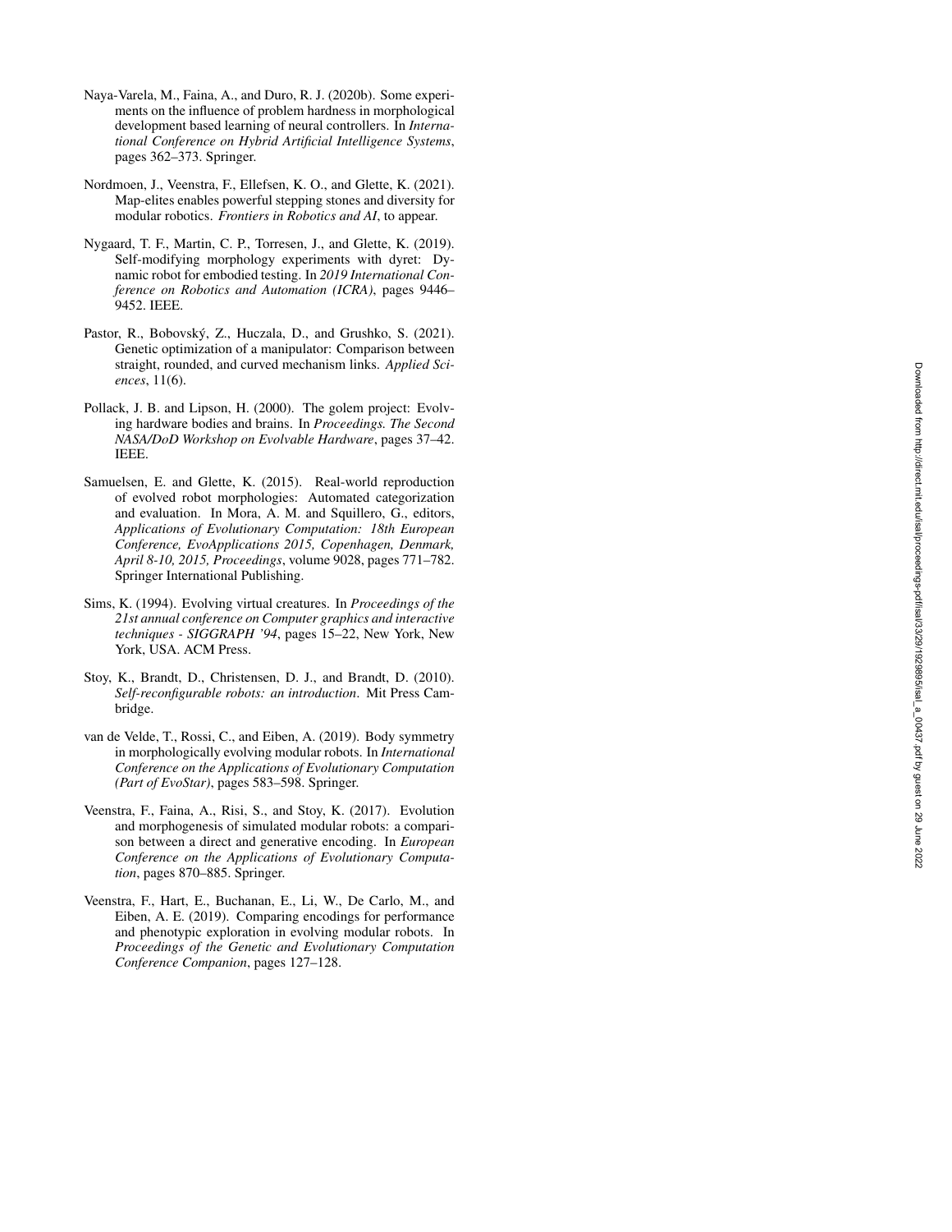Naya-Varela, M., Faina, A., and Duro, R. J. (2020b). Some experiments on the influence of problem hardness in morphological development based learning of neural controllers. In *International Conference on Hybrid Artificial Intelligence Systems*, pages 362–373. Springer.

Nordmoen, J., Veenstra, F., Ellefsen, K. O., and Glette, K. (2021). Map-elites enables powerful stepping stones and diversity for modular robotics. *Frontiers in Robotics and AI*, to appear.

Nygaard, T. F., Martin, C. P., Torresen, J., and Glette, K. (2019). Self-modifying morphology experiments with dyret: Dynamic robot for embodied testing. In *2019 International Conference on Robotics and Automation (ICRA)*, pages 9446–9452. IEEE.

Pastor, R., Bobovský, Z., Huczala, D., and Grushko, S. (2021). Genetic optimization of a manipulator: Comparison between straight, rounded, and curved mechanism links. *Applied Sciences*, 11(6).

Pollack, J. B. and Lipson, H. (2000). The golem project: Evolving hardware bodies and brains. In *Proceedings. The Second NASA/DoD Workshop on Evolvable Hardware*, pages 37–42. IEEE.

Samuelsen, E. and Glette, K. (2015). Real-world reproduction of evolved robot morphologies: Automated categorization and evaluation. In Mora, A. M. and Squillero, G., editors, *Applications of Evolutionary Computation: 18th European Conference, EvoApplications 2015, Copenhagen, Denmark, April 8-10, 2015, Proceedings*, volume 9028, pages 771–782. Springer International Publishing.

Sims, K. (1994). Evolving virtual creatures. In *Proceedings of the 21st annual conference on Computer graphics and interactive techniques - SIGGRAPH '94*, pages 15–22, New York, New York, USA. ACM Press.

Stoy, K., Brandt, D., Christensen, D. J., and Brandt, D. (2010). *Self-reconfigurable robots: an introduction*. Mit Press Cambridge.

van de Velde, T., Rossi, C., and Eiben, A. (2019). Body symmetry in morphologically evolving modular robots. In *International Conference on the Applications of Evolutionary Computation (Part of EvoStar)*, pages 583–598. Springer.

Veenstra, F., Faina, A., Risi, S., and Stoy, K. (2017). Evolution and morphogenesis of simulated modular robots: a comparison between a direct and generative encoding. In *European Conference on the Applications of Evolutionary Computation*, pages 870–885. Springer.

Veenstra, F., Hart, E., Buchanan, E., Li, W., De Carlo, M., and Eiben, A. E. (2019). Comparing encodings for performance and phenotypic exploration in evolving modular robots. In *Proceedings of the Genetic and Evolutionary Computation Conference Companion*, pages 127–128.